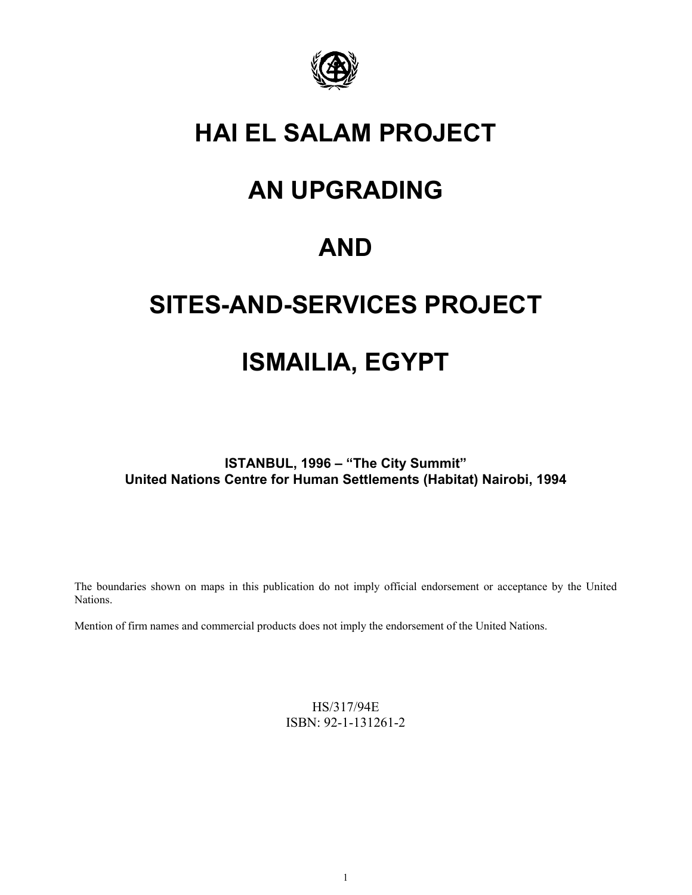# HAI EL SALAM PROJECT

# AN UPGRADING

# AND

# SITES-AND-SERVICES PROJECT

# ISMAILIA, EGYPT

**ISTANBUL, 1996 – "The City Summit"**
**United Nations Centre for Human Settlements (Habitat) Nairobi, 1994**

The boundaries shown on maps in this publication do not imply official endorsement or acceptance by the United Nations.

Mention of firm names and commercial products does not imply the endorsement of the United Nations.

HS/317/94E
ISBN: 92-1-131261-2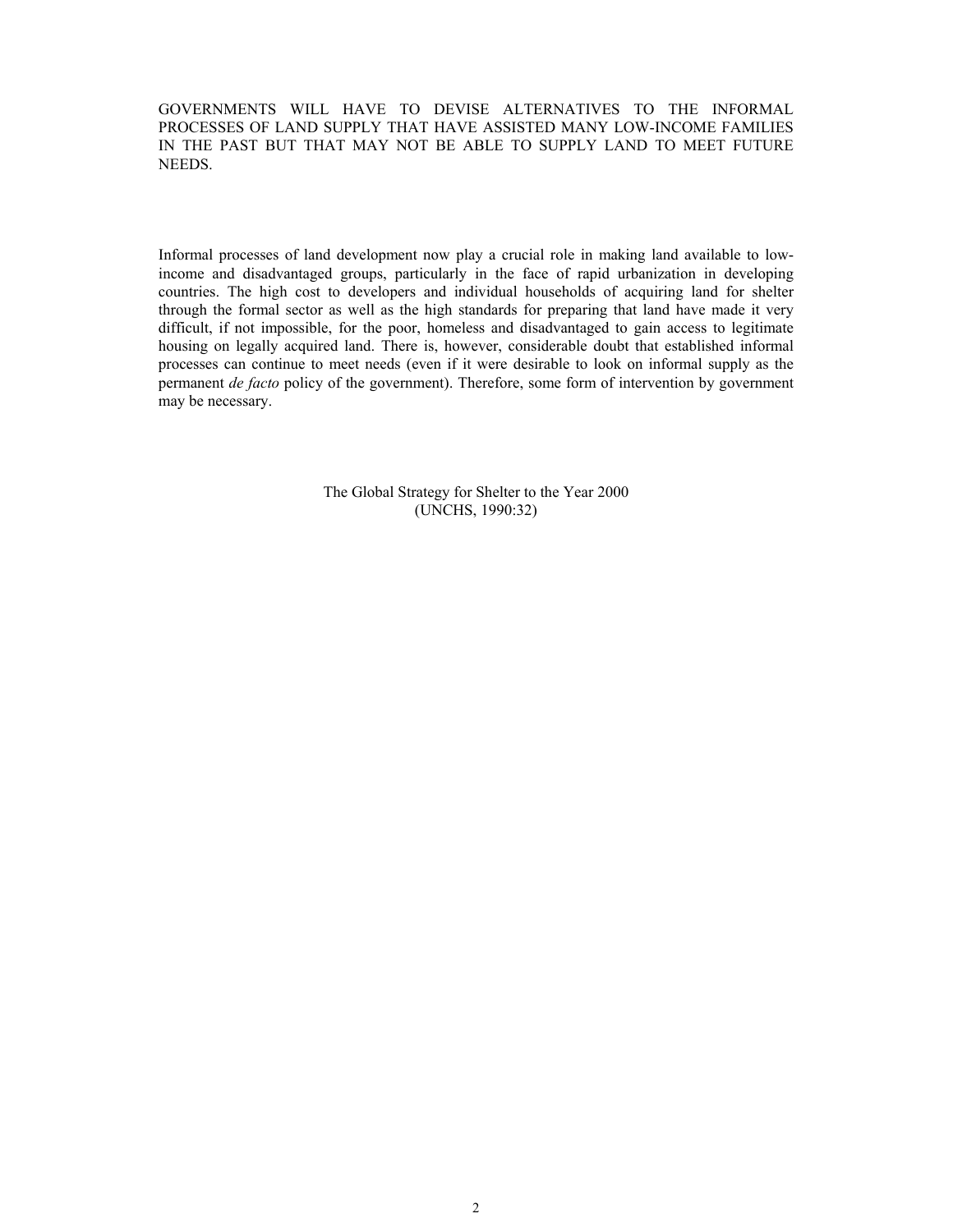GOVERNMENTS WILL HAVE TO DEVISE ALTERNATIVES TO THE INFORMAL PROCESSES OF LAND SUPPLY THAT HAVE ASSISTED MANY LOW-INCOME FAMILIES IN THE PAST BUT THAT MAY NOT BE ABLE TO SUPPLY LAND TO MEET FUTURE NEEDS.

Informal processes of land development now play a crucial role in making land available to low-income and disadvantaged groups, particularly in the face of rapid urbanization in developing countries. The high cost to developers and individual households of acquiring land for shelter through the formal sector as well as the high standards for preparing that land have made it very difficult, if not impossible, for the poor, homeless and disadvantaged to gain access to legitimate housing on legally acquired land. There is, however, considerable doubt that established informal processes can continue to meet needs (even if it were desirable to look on informal supply as the permanent *de facto* policy of the government). Therefore, some form of intervention by government may be necessary.

The Global Strategy for Shelter to the Year 2000
(UNCHS, 1990:32)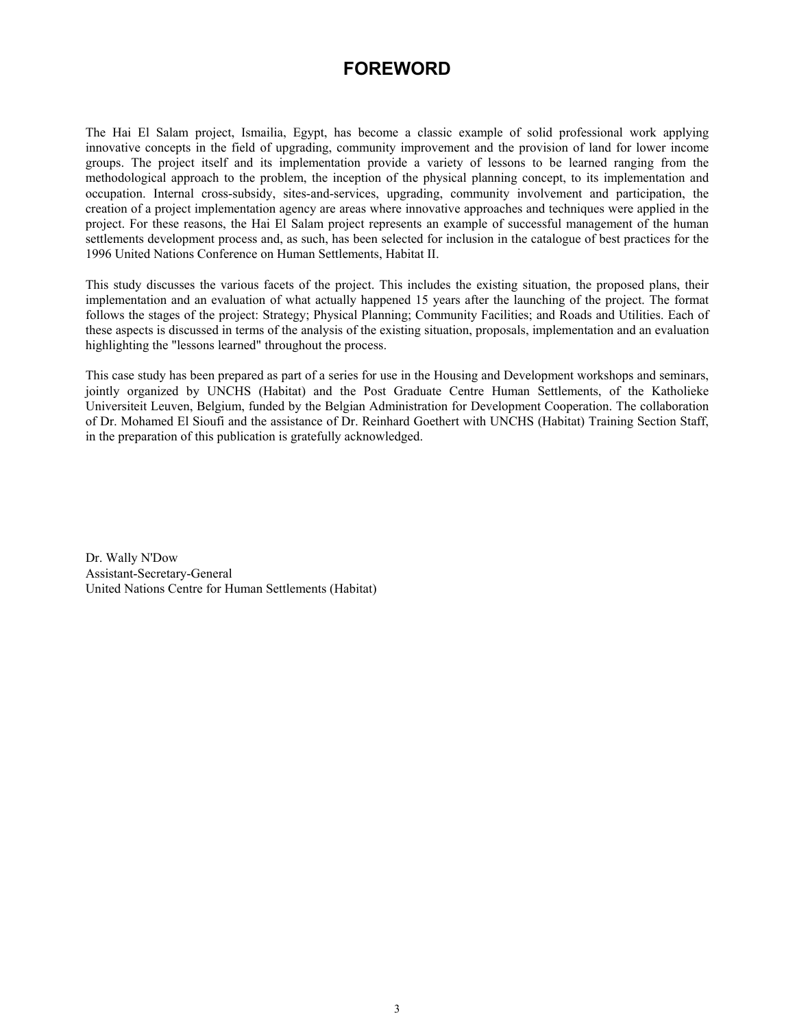# FOREWORD

The Hai El Salam project, Ismailia, Egypt, has become a classic example of solid professional work applying innovative concepts in the field of upgrading, community improvement and the provision of land for lower income groups. The project itself and its implementation provide a variety of lessons to be learned ranging from the methodological approach to the problem, the inception of the physical planning concept, to its implementation and occupation. Internal cross-subsidy, sites-and-services, upgrading, community involvement and participation, the creation of a project implementation agency are areas where innovative approaches and techniques were applied in the project. For these reasons, the Hai El Salam project represents an example of successful management of the human settlements development process and, as such, has been selected for inclusion in the catalogue of best practices for the 1996 United Nations Conference on Human Settlements, Habitat II.

This study discusses the various facets of the project. This includes the existing situation, the proposed plans, their implementation and an evaluation of what actually happened 15 years after the launching of the project. The format follows the stages of the project: Strategy; Physical Planning; Community Facilities; and Roads and Utilities. Each of these aspects is discussed in terms of the analysis of the existing situation, proposals, implementation and an evaluation highlighting the "lessons learned" throughout the process.

This case study has been prepared as part of a series for use in the Housing and Development workshops and seminars, jointly organized by UNCHS (Habitat) and the Post Graduate Centre Human Settlements, of the Katholieke Universiteit Leuven, Belgium, funded by the Belgian Administration for Development Cooperation. The collaboration of Dr. Mohamed El Sioufi and the assistance of Dr. Reinhard Goethert with UNCHS (Habitat) Training Section Staff, in the preparation of this publication is gratefully acknowledged.

Dr. Wally N'Dow  
Assistant-Secretary-General  
United Nations Centre for Human Settlements (Habitat)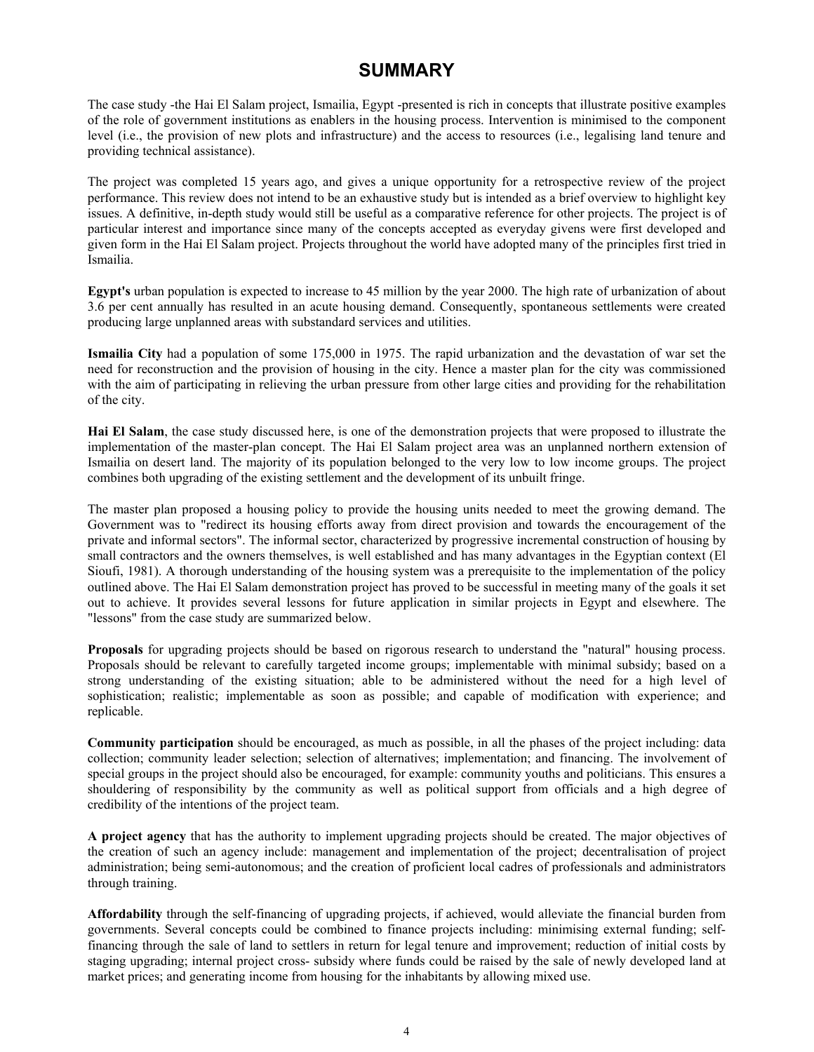# SUMMARY

The case study -the Hai El Salam project, Ismailia, Egypt -presented is rich in concepts that illustrate positive examples of the role of government institutions as enablers in the housing process. Intervention is minimised to the component level (i.e., the provision of new plots and infrastructure) and the access to resources (i.e., legalising land tenure and providing technical assistance).

The project was completed 15 years ago, and gives a unique opportunity for a retrospective review of the project performance. This review does not intend to be an exhaustive study but is intended as a brief overview to highlight key issues. A definitive, in-depth study would still be useful as a comparative reference for other projects. The project is of particular interest and importance since many of the concepts accepted as everyday givens were first developed and given form in the Hai El Salam project. Projects throughout the world have adopted many of the principles first tried in Ismailia.

**Egypt's** urban population is expected to increase to 45 million by the year 2000. The high rate of urbanization of about 3.6 per cent annually has resulted in an acute housing demand. Consequently, spontaneous settlements were created producing large unplanned areas with substandard services and utilities.

**Ismailia City** had a population of some 175,000 in 1975. The rapid urbanization and the devastation of war set the need for reconstruction and the provision of housing in the city. Hence a master plan for the city was commissioned with the aim of participating in relieving the urban pressure from other large cities and providing for the rehabilitation of the city.

**Hai El Salam**, the case study discussed here, is one of the demonstration projects that were proposed to illustrate the implementation of the master-plan concept. The Hai El Salam project area was an unplanned northern extension of Ismailia on desert land. The majority of its population belonged to the very low to low income groups. The project combines both upgrading of the existing settlement and the development of its unbuilt fringe.

The master plan proposed a housing policy to provide the housing units needed to meet the growing demand. The Government was to "redirect its housing efforts away from direct provision and towards the encouragement of the private and informal sectors". The informal sector, characterized by progressive incremental construction of housing by small contractors and the owners themselves, is well established and has many advantages in the Egyptian context (El Sioufi, 1981). A thorough understanding of the housing system was a prerequisite to the implementation of the policy outlined above. The Hai El Salam demonstration project has proved to be successful in meeting many of the goals it set out to achieve. It provides several lessons for future application in similar projects in Egypt and elsewhere. The "lessons" from the case study are summarized below.

**Proposals** for upgrading projects should be based on rigorous research to understand the "natural" housing process. Proposals should be relevant to carefully targeted income groups; implementable with minimal subsidy; based on a strong understanding of the existing situation; able to be administered without the need for a high level of sophistication; realistic; implementable as soon as possible; and capable of modification with experience; and replicable.

**Community participation** should be encouraged, as much as possible, in all the phases of the project including: data collection; community leader selection; selection of alternatives; implementation; and financing. The involvement of special groups in the project should also be encouraged, for example: community youths and politicians. This ensures a shouldering of responsibility by the community as well as political support from officials and a high degree of credibility of the intentions of the project team.

**A project agency** that has the authority to implement upgrading projects should be created. The major objectives of the creation of such an agency include: management and implementation of the project; decentralisation of project administration; being semi-autonomous; and the creation of proficient local cadres of professionals and administrators through training.

**Affordability** through the self-financing of upgrading projects, if achieved, would alleviate the financial burden from governments. Several concepts could be combined to finance projects including: minimising external funding; self-financing through the sale of land to settlers in return for legal tenure and improvement; reduction of initial costs by staging upgrading; internal project cross- subsidy where funds could be raised by the sale of newly developed land at market prices; and generating income from housing for the inhabitants by allowing mixed use.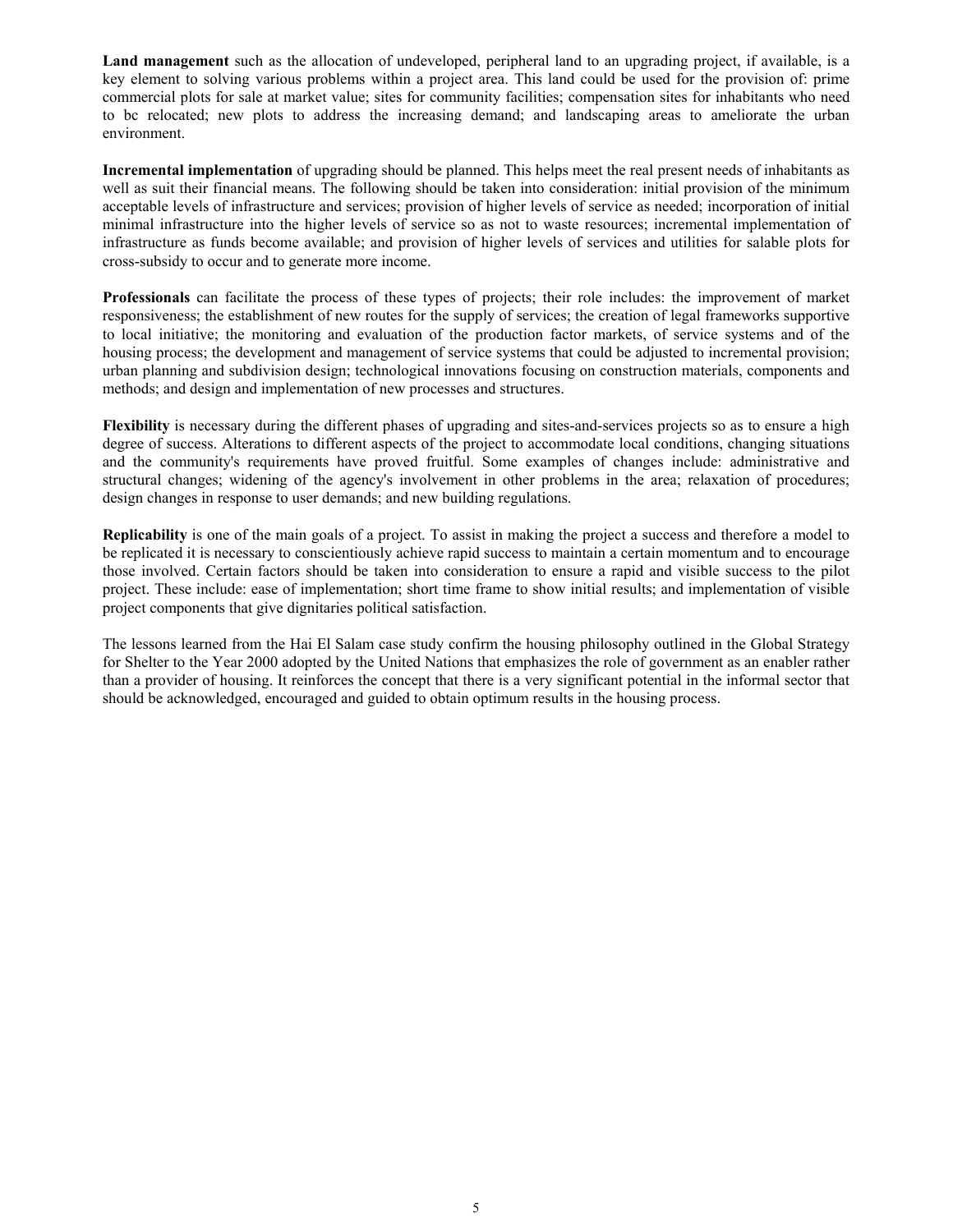**Land management** such as the allocation of undeveloped, peripheral land to an upgrading project, if available, is a key element to solving various problems within a project area. This land could be used for the provision of: prime commercial plots for sale at market value; sites for community facilities; compensation sites for inhabitants who need to bc relocated; new plots to address the increasing demand; and landscaping areas to ameliorate the urban environment.

**Incremental implementation** of upgrading should be planned. This helps meet the real present needs of inhabitants as well as suit their financial means. The following should be taken into consideration: initial provision of the minimum acceptable levels of infrastructure and services; provision of higher levels of service as needed; incorporation of initial minimal infrastructure into the higher levels of service so as not to waste resources; incremental implementation of infrastructure as funds become available; and provision of higher levels of services and utilities for salable plots for cross-subsidy to occur and to generate more income.

**Professionals** can facilitate the process of these types of projects; their role includes: the improvement of market responsiveness; the establishment of new routes for the supply of services; the creation of legal frameworks supportive to local initiative; the monitoring and evaluation of the production factor markets, of service systems and of the housing process; the development and management of service systems that could be adjusted to incremental provision; urban planning and subdivision design; technological innovations focusing on construction materials, components and methods; and design and implementation of new processes and structures.

**Flexibility** is necessary during the different phases of upgrading and sites-and-services projects so as to ensure a high degree of success. Alterations to different aspects of the project to accommodate local conditions, changing situations and the community's requirements have proved fruitful. Some examples of changes include: administrative and structural changes; widening of the agency's involvement in other problems in the area; relaxation of procedures; design changes in response to user demands; and new building regulations.

**Replicability** is one of the main goals of a project. To assist in making the project a success and therefore a model to be replicated it is necessary to conscientiously achieve rapid success to maintain a certain momentum and to encourage those involved. Certain factors should be taken into consideration to ensure a rapid and visible success to the pilot project. These include: ease of implementation; short time frame to show initial results; and implementation of visible project components that give dignitaries political satisfaction.

The lessons learned from the Hai El Salam case study confirm the housing philosophy outlined in the Global Strategy for Shelter to the Year 2000 adopted by the United Nations that emphasizes the role of government as an enabler rather than a provider of housing. It reinforces the concept that there is a very significant potential in the informal sector that should be acknowledged, encouraged and guided to obtain optimum results in the housing process.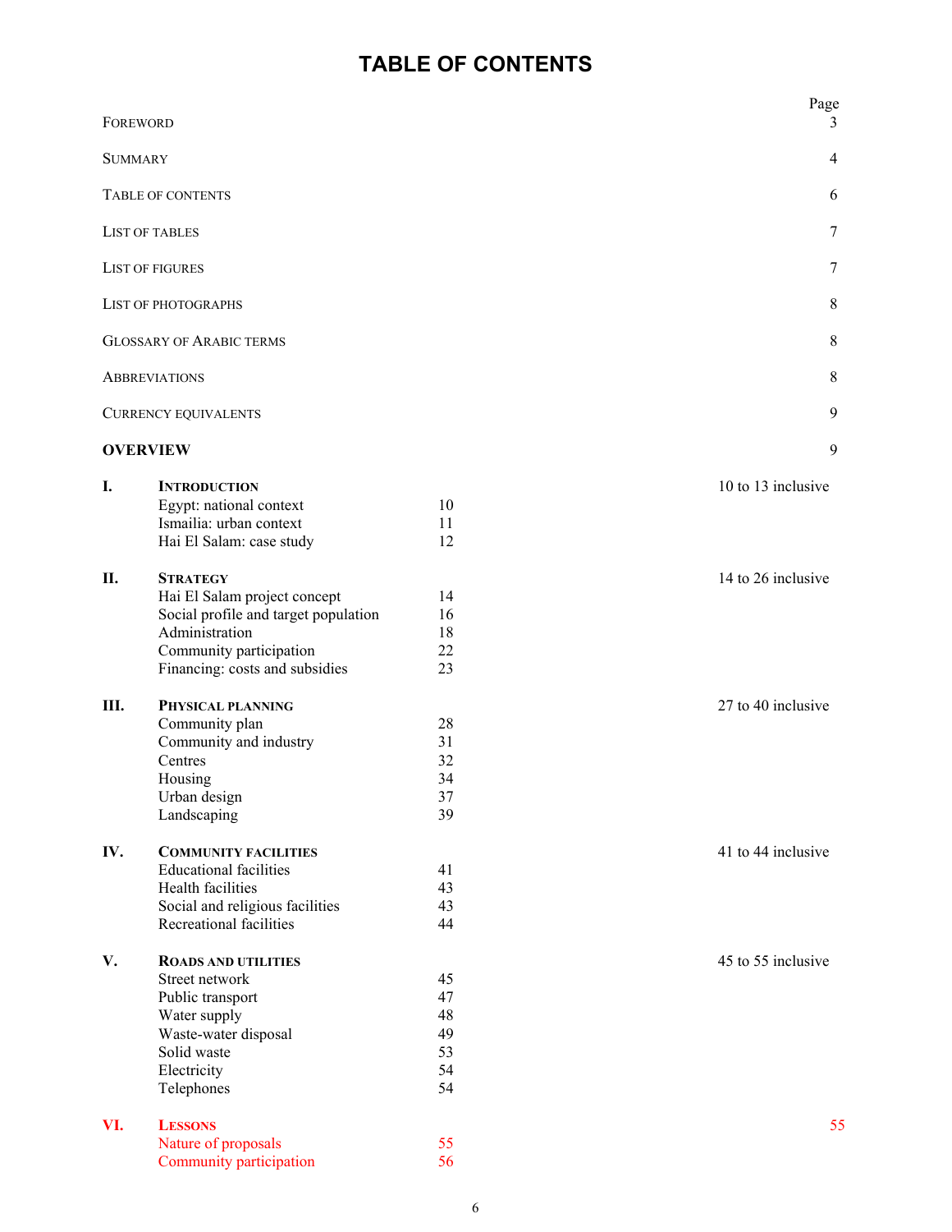# TABLE OF CONTENTS

| | | | Page |
|---|---|---|---|
| FOREWORD | | | 3 |
| SUMMARY | | | 4 |
| TABLE OF CONTENTS | | | 6 |
| LIST OF TABLES | | | 7 |
| LIST OF FIGURES | | | 7 |
| LIST OF PHOTOGRAPHS | | | 8 |
| GLOSSARY OF ARABIC TERMS | | | 8 |
| ABBREVIATIONS | | | 8 |
| CURRENCY EQUIVALENTS | | | 9 |
| **OVERVIEW** | | | 9 |
| **I.** | **INTRODUCTION** | | 10 to 13 inclusive |
| | Egypt: national context | 10 | |
| | Ismailia: urban context | 11 | |
| | Hai El Salam: case study | 12 | |
| **II.** | **STRATEGY** | | 14 to 26 inclusive |
| | Hai El Salam project concept | 14 | |
| | Social profile and target population | 16 | |
| | Administration | 18 | |
| | Community participation | 22 | |
| | Financing: costs and subsidies | 23 | |
| **III.** | **PHYSICAL PLANNING** | | 27 to 40 inclusive |
| | Community plan | 28 | |
| | Community and industry | 31 | |
| | Centres | 32 | |
| | Housing | 34 | |
| | Urban design | 37 | |
| | Landscaping | 39 | |
| **IV.** | **COMMUNITY FACILITIES** | | 41 to 44 inclusive |
| | Educational facilities | 41 | |
| | Health facilities | 43 | |
| | Social and religious facilities | 43 | |
| | Recreational facilities | 44 | |
| **V.** | **ROADS AND UTILITIES** | | 45 to 55 inclusive |
| | Street network | 45 | |
| | Public transport | 47 | |
| | Water supply | 48 | |
| | Waste-water disposal | 49 | |
| | Solid waste | 53 | |
| | Electricity | 54 | |
| | Telephones | 54 | |
| **VI.** | **LESSONS** | | 55 |
| | Nature of proposals | 55 | |
| | Community participation | 56 | |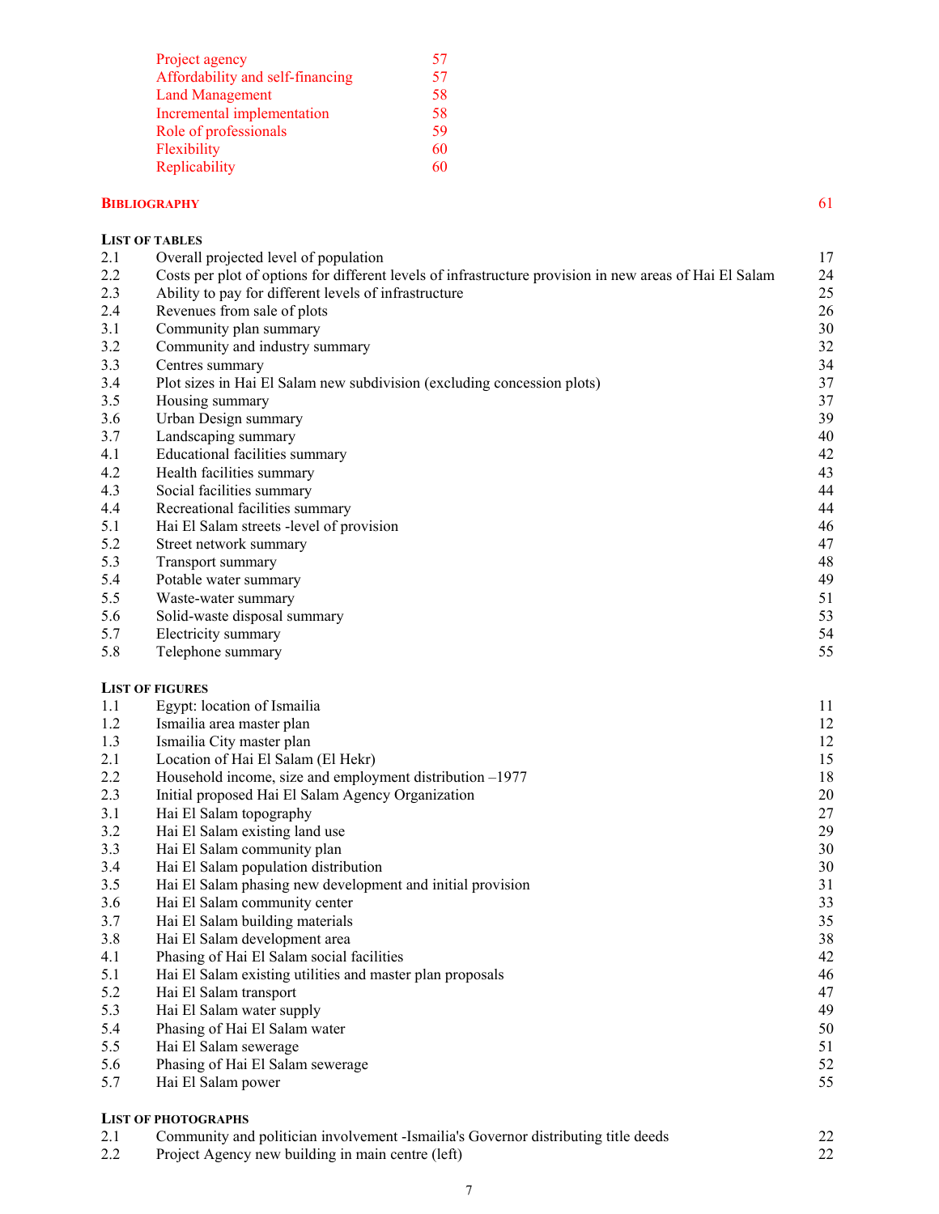| | |
|---|---|
| Project agency | 57 |
| Affordability and self-financing | 57 |
| Land Management | 58 |
| Incremental implementation | 58 |
| Role of professionals | 59 |
| Flexibility | 60 |
| Replicability | 60 |

**BIBLIOGRAPHY** 61

**LIST OF TABLES**

| | | |
|---|---|---|
| 2.1 | Overall projected level of population | 17 |
| 2.2 | Costs per plot of options for different levels of infrastructure provision in new areas of Hai El Salam | 24 |
| 2.3 | Ability to pay for different levels of infrastructure | 25 |
| 2.4 | Revenues from sale of plots | 26 |
| 3.1 | Community plan summary | 30 |
| 3.2 | Community and industry summary | 32 |
| 3.3 | Centres summary | 34 |
| 3.4 | Plot sizes in Hai El Salam new subdivision (excluding concession plots) | 37 |
| 3.5 | Housing summary | 37 |
| 3.6 | Urban Design summary | 39 |
| 3.7 | Landscaping summary | 40 |
| 4.1 | Educational facilities summary | 42 |
| 4.2 | Health facilities summary | 43 |
| 4.3 | Social facilities summary | 44 |
| 4.4 | Recreational facilities summary | 44 |
| 5.1 | Hai El Salam streets -level of provision | 46 |
| 5.2 | Street network summary | 47 |
| 5.3 | Transport summary | 48 |
| 5.4 | Potable water summary | 49 |
| 5.5 | Waste-water summary | 51 |
| 5.6 | Solid-waste disposal summary | 53 |
| 5.7 | Electricity summary | 54 |
| 5.8 | Telephone summary | 55 |

**LIST OF FIGURES**

| | | |
|---|---|---|
| 1.1 | Egypt: location of Ismailia | 11 |
| 1.2 | Ismailia area master plan | 12 |
| 1.3 | Ismailia City master plan | 12 |
| 2.1 | Location of Hai El Salam (El Hekr) | 15 |
| 2.2 | Household income, size and employment distribution –1977 | 18 |
| 2.3 | Initial proposed Hai El Salam Agency Organization | 20 |
| 3.1 | Hai El Salam topography | 27 |
| 3.2 | Hai El Salam existing land use | 29 |
| 3.3 | Hai El Salam community plan | 30 |
| 3.4 | Hai El Salam population distribution | 30 |
| 3.5 | Hai El Salam phasing new development and initial provision | 31 |
| 3.6 | Hai El Salam community center | 33 |
| 3.7 | Hai El Salam building materials | 35 |
| 3.8 | Hai El Salam development area | 38 |
| 4.1 | Phasing of Hai El Salam social facilities | 42 |
| 5.1 | Hai El Salam existing utilities and master plan proposals | 46 |
| 5.2 | Hai El Salam transport | 47 |
| 5.3 | Hai El Salam water supply | 49 |
| 5.4 | Phasing of Hai El Salam water | 50 |
| 5.5 | Hai El Salam sewerage | 51 |
| 5.6 | Phasing of Hai El Salam sewerage | 52 |
| 5.7 | Hai El Salam power | 55 |

**LIST OF PHOTOGRAPHS**

| | | |
|---|---|---|
| 2.1 | Community and politician involvement -Ismailia's Governor distributing title deeds | 22 |
| 2.2 | Project Agency new building in main centre (left) | 22 |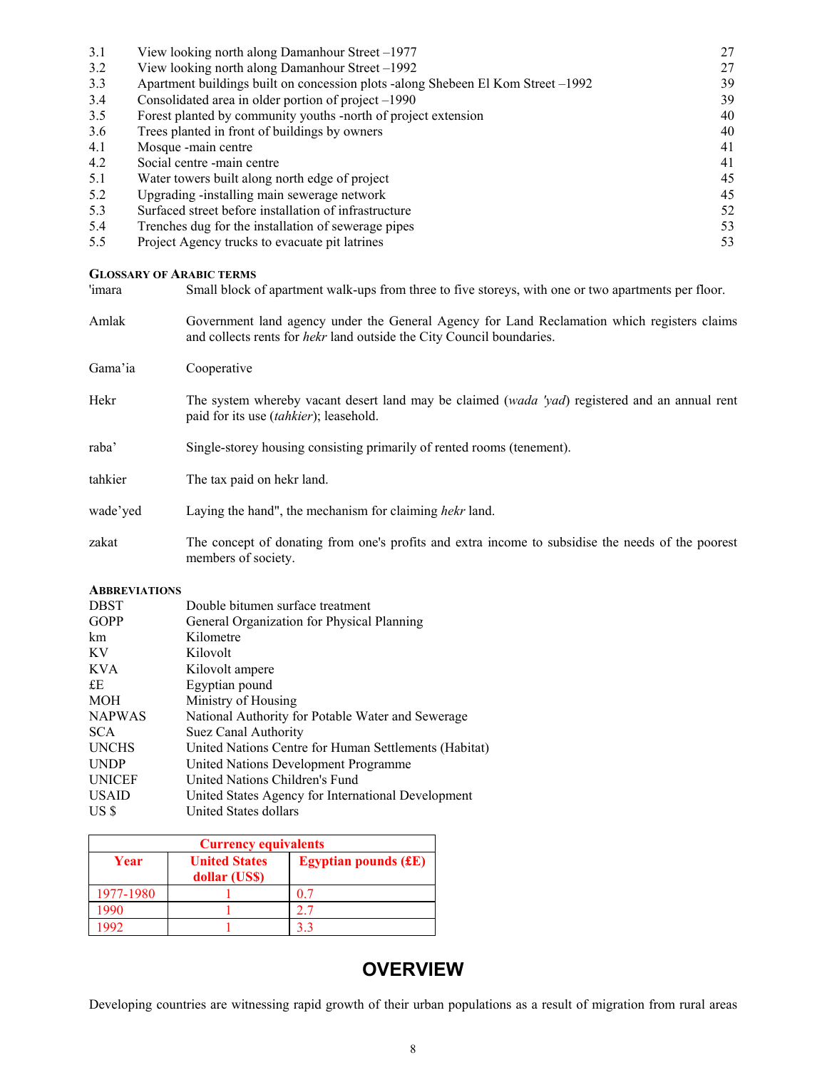| | | |
|---|---|---|
| 3.1 | View looking north along Damanhour Street –1977 | 27 |
| 3.2 | View looking north along Damanhour Street –1992 | 27 |
| 3.3 | Apartment buildings built on concession plots -along Shebeen El Kom Street –1992 | 39 |
| 3.4 | Consolidated area in older portion of project –1990 | 39 |
| 3.5 | Forest planted by community youths -north of project extension | 40 |
| 3.6 | Trees planted in front of buildings by owners | 40 |
| 4.1 | Mosque -main centre | 41 |
| 4.2 | Social centre -main centre | 41 |
| 5.1 | Water towers built along north edge of project | 45 |
| 5.2 | Upgrading -installing main sewerage network | 45 |
| 5.3 | Surfaced street before installation of infrastructure | 52 |
| 5.4 | Trenches dug for the installation of sewerage pipes | 53 |
| 5.5 | Project Agency trucks to evacuate pit latrines | 53 |

**GLOSSARY OF ARABIC TERMS**

| | |
|---|---|
| 'imara | Small block of apartment walk-ups from three to five storeys, with one or two apartments per floor. |
| Amlak | Government land agency under the General Agency for Land Reclamation which registers claims and collects rents for *hekr* land outside the City Council boundaries. |
| Gama'ia | Cooperative |
| Hekr | The system whereby vacant desert land may be claimed (*wada 'yad*) registered and an annual rent paid for its use (*tahkier*); leasehold. |
| raba' | Single-storey housing consisting primarily of rented rooms (tenement). |
| tahkier | The tax paid on hekr land. |
| wade'yed | Laying the hand", the mechanism for claiming *hekr* land. |
| zakat | The concept of donating from one's profits and extra income to subsidise the needs of the poorest members of society. |

**ABBREVIATIONS**

| | |
|---|---|
| DBST | Double bitumen surface treatment |
| GOPP | General Organization for Physical Planning |
| km | Kilometre |
| KV | Kilovolt |
| KVA | Kilovolt ampere |
| £E | Egyptian pound |
| MOH | Ministry of Housing |
| NAPWAS | National Authority for Potable Water and Sewerage |
| SCA | Suez Canal Authority |
| UNCHS | United Nations Centre for Human Settlements (Habitat) |
| UNDP | United Nations Development Programme |
| UNICEF | United Nations Children's Fund |
| USAID | United States Agency for International Development |
| US $ | United States dollars |

| Currency equivalents | | |
|---|---|---|
| **Year** | **United States dollar (US$)** | **Egyptian pounds (£E)** |
| 1977-1980 | 1 | 0.7 |
| 1990 | 1 | 2.7 |
| 1992 | 1 | 3.3 |

# OVERVIEW

Developing countries are witnessing rapid growth of their urban populations as a result of migration from rural areas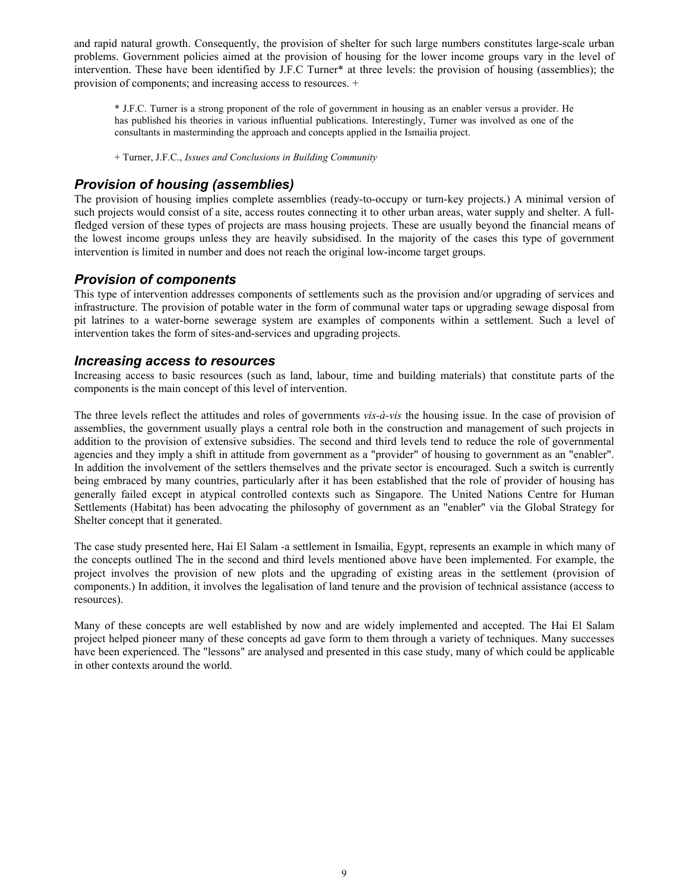and rapid natural growth. Consequently, the provision of shelter for such large numbers constitutes large-scale urban problems. Government policies aimed at the provision of housing for the lower income groups vary in the level of intervention. These have been identified by J.F.C Turner* at three levels: the provision of housing (assemblies); the provision of components; and increasing access to resources. +

> * J.F.C. Turner is a strong proponent of the role of government in housing as an enabler versus a provider. He has published his theories in various influential publications. Interestingly, Turner was involved as one of the consultants in masterminding the approach and concepts applied in the Ismailia project.
>
> + Turner, J.F.C., *Issues and Conclusions in Building Community*

## *Provision of housing (assemblies)*

The provision of housing implies complete assemblies (ready-to-occupy or turn-key projects.) A minimal version of such projects would consist of a site, access routes connecting it to other urban areas, water supply and shelter. A full-fledged version of these types of projects are mass housing projects. These are usually beyond the financial means of the lowest income groups unless they are heavily subsidised. In the majority of the cases this type of government intervention is limited in number and does not reach the original low-income target groups.

## *Provision of components*

This type of intervention addresses components of settlements such as the provision and/or upgrading of services and infrastructure. The provision of potable water in the form of communal water taps or upgrading sewage disposal from pit latrines to a water-borne sewerage system are examples of components within a settlement. Such a level of intervention takes the form of sites-and-services and upgrading projects.

## *Increasing access to resources*

Increasing access to basic resources (such as land, labour, time and building materials) that constitute parts of the components is the main concept of this level of intervention.

The three levels reflect the attitudes and roles of governments *vis-à-vis* the housing issue. In the case of provision of assemblies, the government usually plays a central role both in the construction and management of such projects in addition to the provision of extensive subsidies. The second and third levels tend to reduce the role of governmental agencies and they imply a shift in attitude from government as a "provider" of housing to government as an "enabler". In addition the involvement of the settlers themselves and the private sector is encouraged. Such a switch is currently being embraced by many countries, particularly after it has been established that the role of provider of housing has generally failed except in atypical controlled contexts such as Singapore. The United Nations Centre for Human Settlements (Habitat) has been advocating the philosophy of government as an "enabler" via the Global Strategy for Shelter concept that it generated.

The case study presented here, Hai El Salam -a settlement in Ismailia, Egypt, represents an example in which many of the concepts outlined The in the second and third levels mentioned above have been implemented. For example, the project involves the provision of new plots and the upgrading of existing areas in the settlement (provision of components.) In addition, it involves the legalisation of land tenure and the provision of technical assistance (access to resources).

Many of these concepts are well established by now and are widely implemented and accepted. The Hai El Salam project helped pioneer many of these concepts ad gave form to them through a variety of techniques. Many successes have been experienced. The "lessons" are analysed and presented in this case study, many of which could be applicable in other contexts around the world.